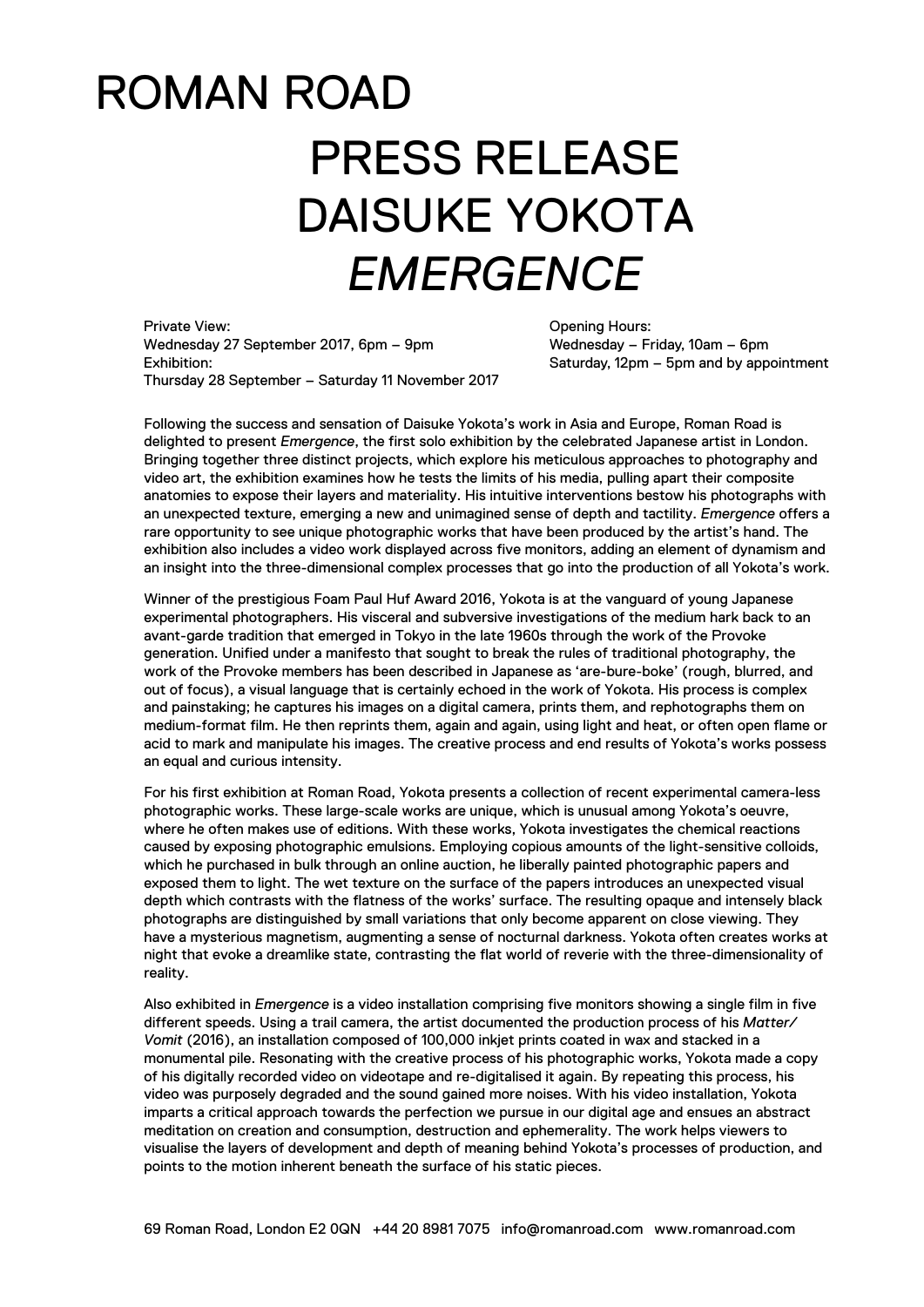# ROMAN ROAD

# PRESS RELEASE
# DAISUKE YOKOTA
# *EMERGENCE*

Private View:
Wednesday 27 September 2017, 6pm – 9pm
Exhibition:
Thursday 28 September – Saturday 11 November 2017

Opening Hours:
Wednesday – Friday, 10am – 6pm
Saturday, 12pm – 5pm and by appointment

Following the success and sensation of Daisuke Yokota's work in Asia and Europe, Roman Road is delighted to present *Emergence*, the first solo exhibition by the celebrated Japanese artist in London. Bringing together three distinct projects, which explore his meticulous approaches to photography and video art, the exhibition examines how he tests the limits of his media, pulling apart their composite anatomies to expose their layers and materiality. His intuitive interventions bestow his photographs with an unexpected texture, emerging a new and unimagined sense of depth and tactility. *Emergence* offers a rare opportunity to see unique photographic works that have been produced by the artist's hand. The exhibition also includes a video work displayed across five monitors, adding an element of dynamism and an insight into the three-dimensional complex processes that go into the production of all Yokota's work.

Winner of the prestigious Foam Paul Huf Award 2016, Yokota is at the vanguard of young Japanese experimental photographers. His visceral and subversive investigations of the medium hark back to an avant-garde tradition that emerged in Tokyo in the late 1960s through the work of the Provoke generation. Unified under a manifesto that sought to break the rules of traditional photography, the work of the Provoke members has been described in Japanese as 'are-bure-boke' (rough, blurred, and out of focus), a visual language that is certainly echoed in the work of Yokota. His process is complex and painstaking; he captures his images on a digital camera, prints them, and rephotographs them on medium-format film. He then reprints them, again and again, using light and heat, or often open flame or acid to mark and manipulate his images. The creative process and end results of Yokota's works possess an equal and curious intensity.

For his first exhibition at Roman Road, Yokota presents a collection of recent experimental camera-less photographic works. These large-scale works are unique, which is unusual among Yokota's oeuvre, where he often makes use of editions. With these works, Yokota investigates the chemical reactions caused by exposing photographic emulsions. Employing copious amounts of the light-sensitive colloids, which he purchased in bulk through an online auction, he liberally painted photographic papers and exposed them to light. The wet texture on the surface of the papers introduces an unexpected visual depth which contrasts with the flatness of the works' surface. The resulting opaque and intensely black photographs are distinguished by small variations that only become apparent on close viewing. They have a mysterious magnetism, augmenting a sense of nocturnal darkness. Yokota often creates works at night that evoke a dreamlike state, contrasting the flat world of reverie with the three-dimensionality of reality.

Also exhibited in *Emergence* is a video installation comprising five monitors showing a single film in five different speeds. Using a trail camera, the artist documented the production process of his *Matter/ Vomit* (2016), an installation composed of 100,000 inkjet prints coated in wax and stacked in a monumental pile. Resonating with the creative process of his photographic works, Yokota made a copy of his digitally recorded video on videotape and re-digitalised it again. By repeating this process, his video was purposely degraded and the sound gained more noises. With his video installation, Yokota imparts a critical approach towards the perfection we pursue in our digital age and ensues an abstract meditation on creation and consumption, destruction and ephemerality. The work helps viewers to visualise the layers of development and depth of meaning behind Yokota's processes of production, and points to the motion inherent beneath the surface of his static pieces.

69 Roman Road, London E2 0QN +44 20 8981 7075 info@romanroad.com www.romanroad.com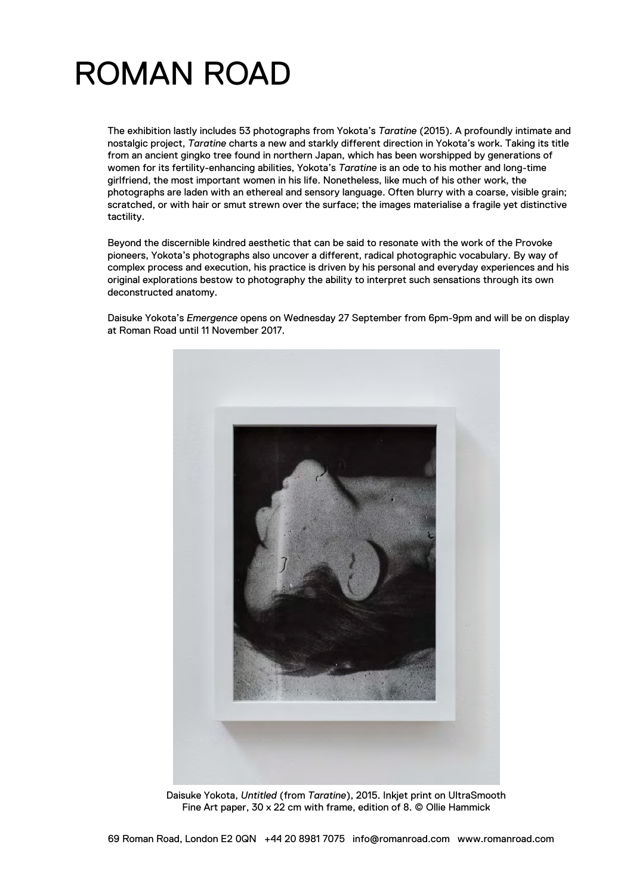The exhibition lastly includes 53 photographs from Yokota's *Taratine* (2015). A profoundly intimate and nostalgic project, *Taratine* charts a new and starkly different direction in Yokota's work. Taking its title from an ancient gingko tree found in northern Japan, which has been worshipped by generations of women for its fertility-enhancing abilities, Yokota's *Taratine* is an ode to his mother and long-time girlfriend, the most important women in his life. Nonetheless, like much of his other work, the photographs are laden with an ethereal and sensory language. Often blurry with a coarse, visible grain; scratched, or with hair or smut strewn over the surface; the images materialise a fragile yet distinctive tactility.

Beyond the discernible kindred aesthetic that can be said to resonate with the work of the Provoke pioneers, Yokota's photographs also uncover a different, radical photographic vocabulary. By way of complex process and execution, his practice is driven by his personal and everyday experiences and his original explorations bestow to photography the ability to interpret such sensations through its own deconstructed anatomy.

Daisuke Yokota's *Emergence* opens on Wednesday 27 September from 6pm-9pm and will be on display at Roman Road until 11 November 2017.

Daisuke Yokota, *Untitled* (from *Taratine*), 2015. Inkjet print on UltraSmooth Fine Art paper, 30 x 22 cm with frame, edition of 8. © Ollie Hammick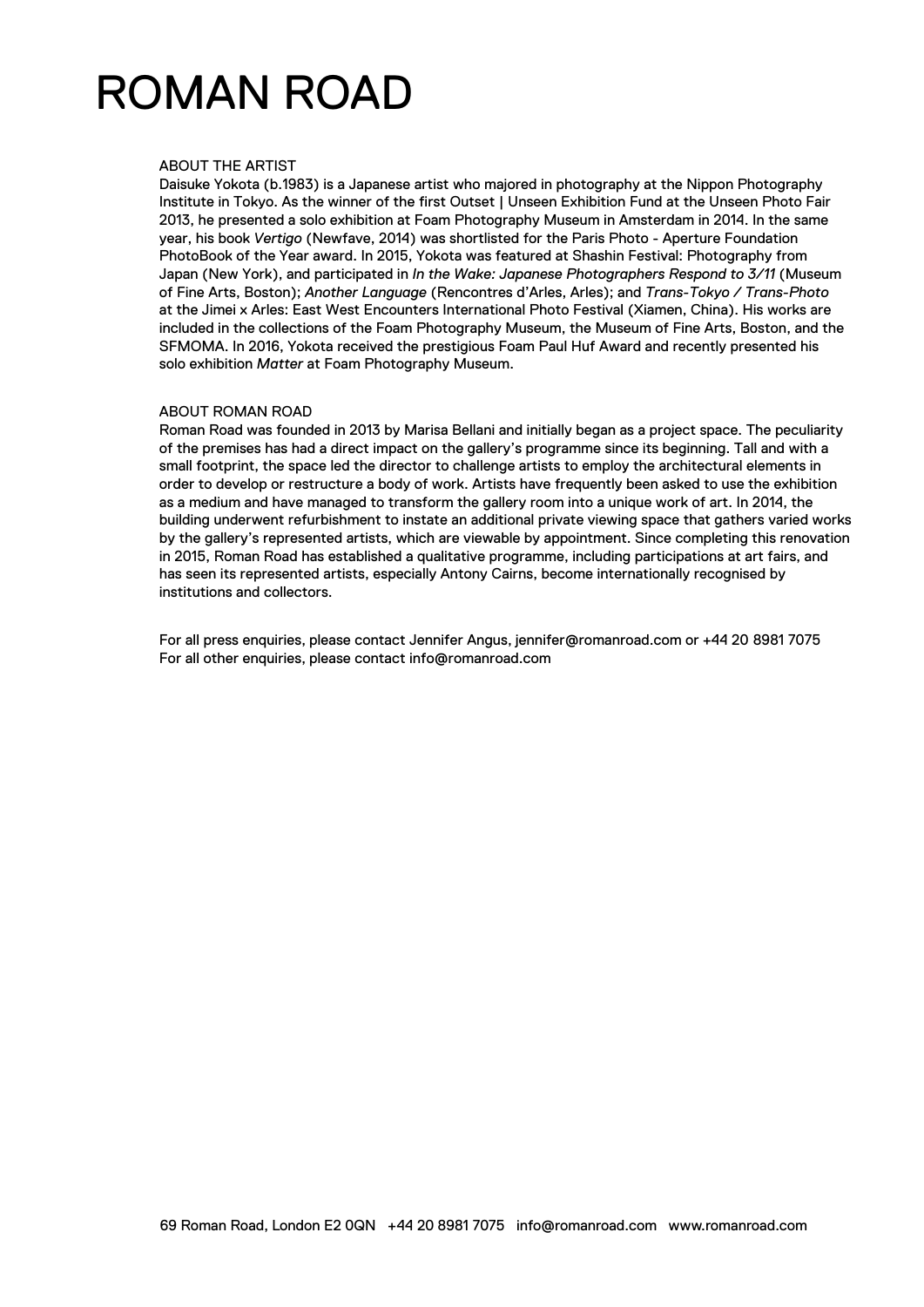ABOUT THE ARTIST

Daisuke Yokota (b.1983) is a Japanese artist who majored in photography at the Nippon Photography Institute in Tokyo. As the winner of the first Outset | Unseen Exhibition Fund at the Unseen Photo Fair 2013, he presented a solo exhibition at Foam Photography Museum in Amsterdam in 2014. In the same year, his book *Vertigo* (Newfave, 2014) was shortlisted for the Paris Photo - Aperture Foundation PhotoBook of the Year award. In 2015, Yokota was featured at Shashin Festival: Photography from Japan (New York), and participated in *In the Wake: Japanese Photographers Respond to 3/11* (Museum of Fine Arts, Boston); *Another Language* (Rencontres d'Arles, Arles); and *Trans-Tokyo / Trans-Photo* at the Jimei x Arles: East West Encounters International Photo Festival (Xiamen, China). His works are included in the collections of the Foam Photography Museum, the Museum of Fine Arts, Boston, and the SFMOMA. In 2016, Yokota received the prestigious Foam Paul Huf Award and recently presented his solo exhibition *Matter* at Foam Photography Museum.

ABOUT ROMAN ROAD

Roman Road was founded in 2013 by Marisa Bellani and initially began as a project space. The peculiarity of the premises has had a direct impact on the gallery's programme since its beginning. Tall and with a small footprint, the space led the director to challenge artists to employ the architectural elements in order to develop or restructure a body of work. Artists have frequently been asked to use the exhibition as a medium and have managed to transform the gallery room into a unique work of art. In 2014, the building underwent refurbishment to instate an additional private viewing space that gathers varied works by the gallery's represented artists, which are viewable by appointment. Since completing this renovation in 2015, Roman Road has established a qualitative programme, including participations at art fairs, and has seen its represented artists, especially Antony Cairns, become internationally recognised by institutions and collectors.

For all press enquiries, please contact Jennifer Angus, jennifer@romanroad.com or +44 20 8981 7075
For all other enquiries, please contact info@romanroad.com